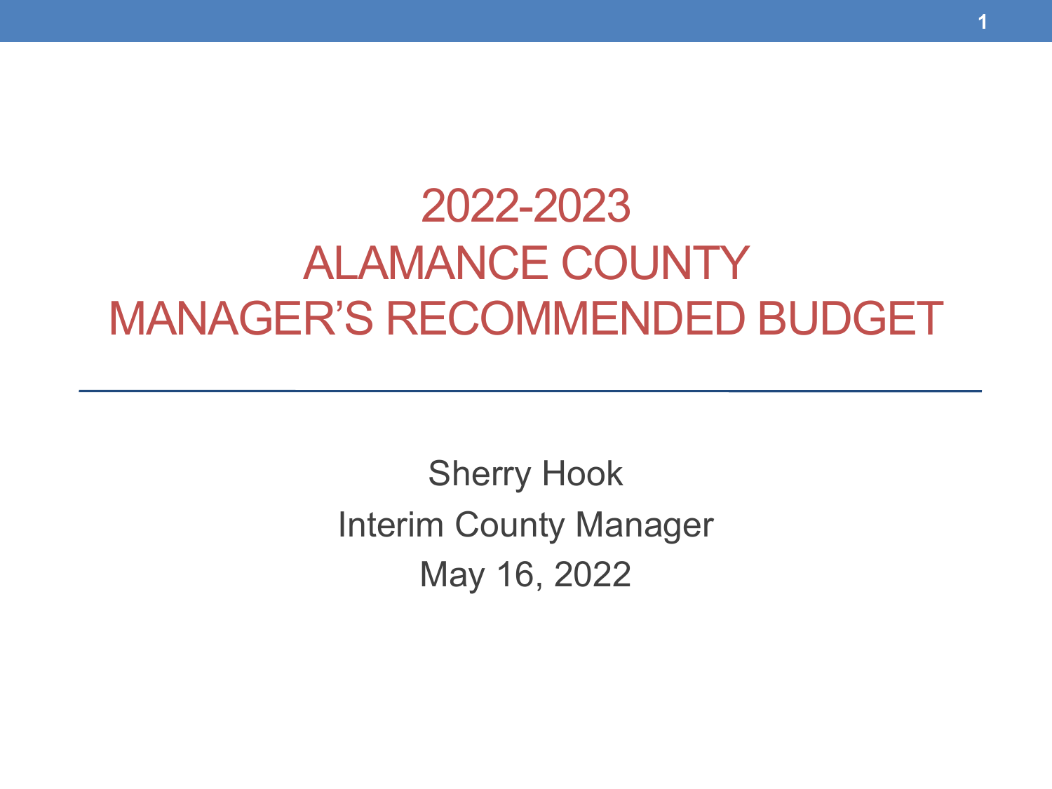# 2022-2023
# ALAMANCE COUNTY
# MANAGER'S RECOMMENDED BUDGET

---

Sherry Hook

Interim County Manager

May 16, 2022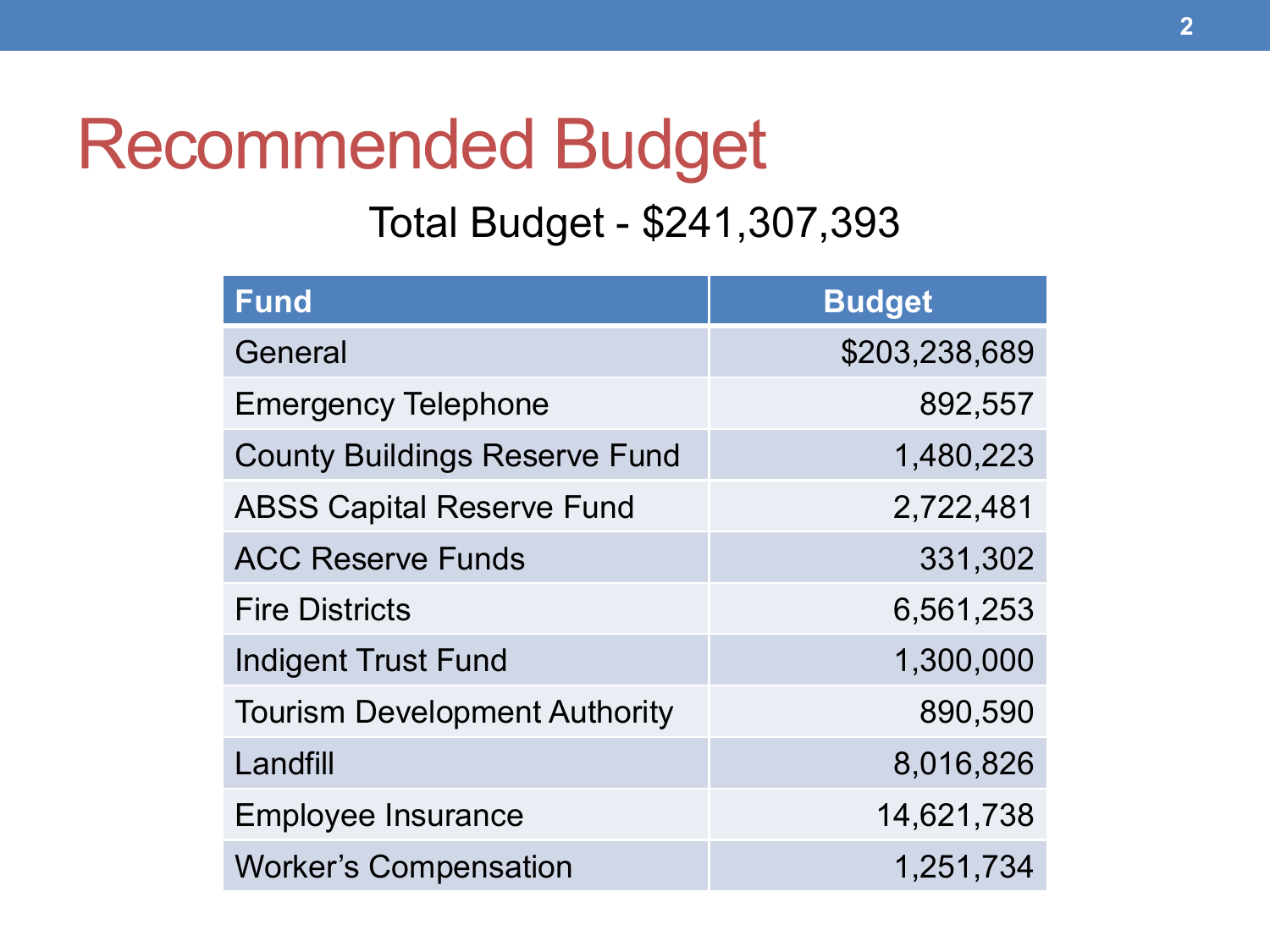# Recommended Budget

Total Budget - $241,307,393

| Fund | Budget |
|---|---:|
| General | $203,238,689 |
| Emergency Telephone | 892,557 |
| County Buildings Reserve Fund | 1,480,223 |
| ABSS Capital Reserve Fund | 2,722,481 |
| ACC Reserve Funds | 331,302 |
| Fire Districts | 6,561,253 |
| Indigent Trust Fund | 1,300,000 |
| Tourism Development Authority | 890,590 |
| Landfill | 8,016,826 |
| Employee Insurance | 14,621,738 |
| Worker's Compensation | 1,251,734 |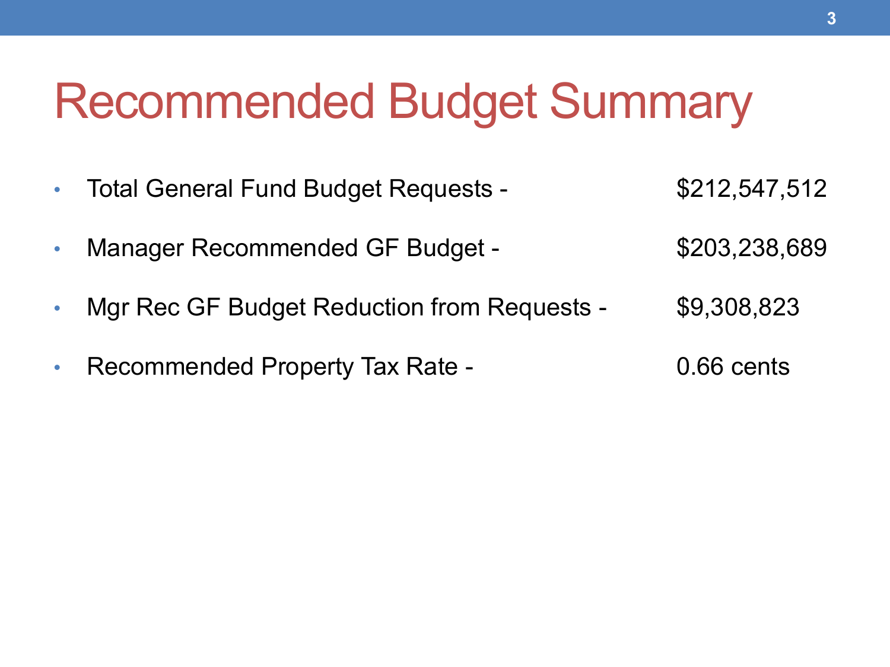# Recommended Budget Summary

- Total General Fund Budget Requests - $212,547,512
- Manager Recommended GF Budget - $203,238,689
- Mgr Rec GF Budget Reduction from Requests - $9,308,823
- Recommended Property Tax Rate - 0.66 cents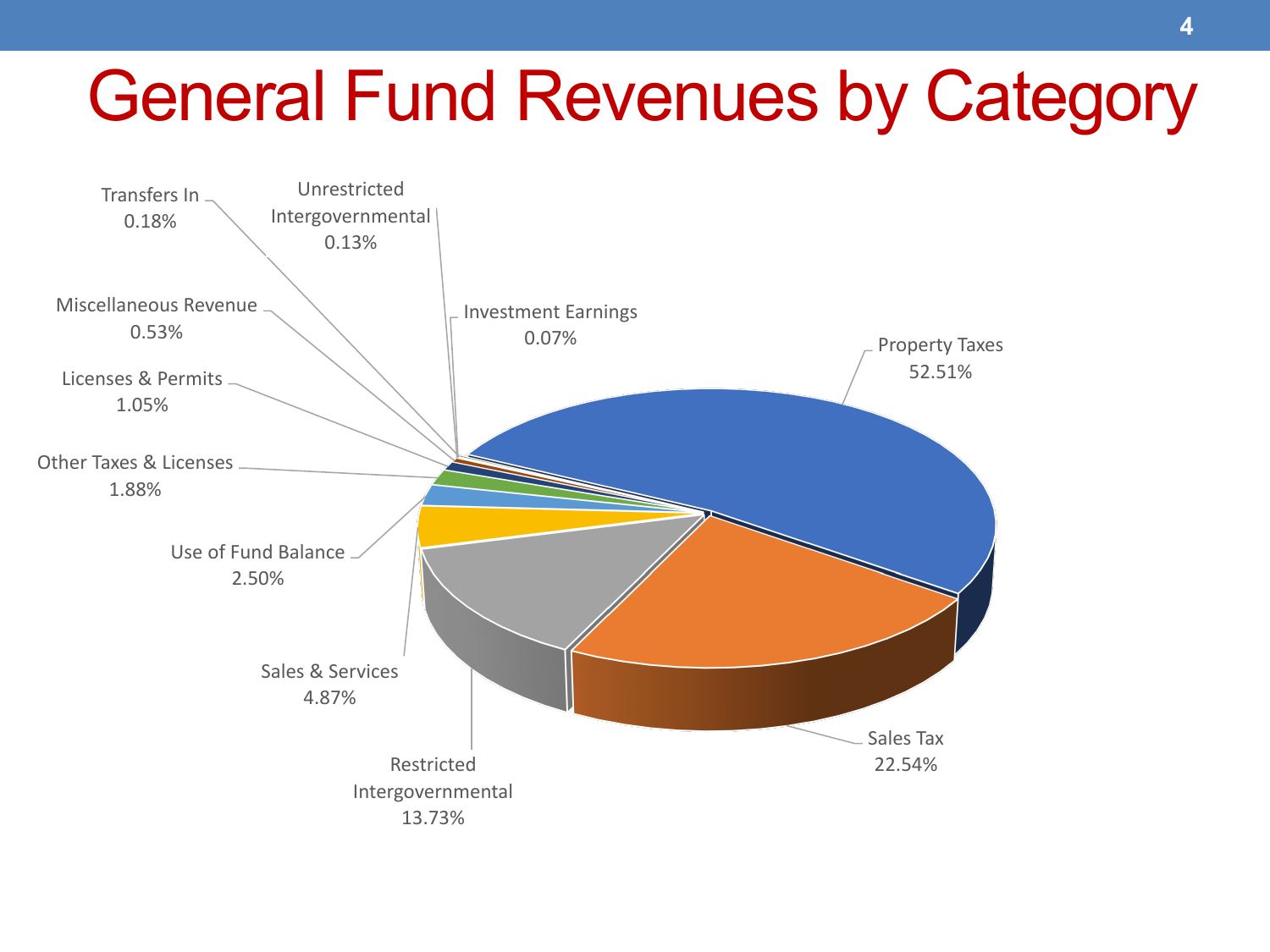# General Fund Revenues by Category

| Category | Percentage |
| --- | --- |
| Property Taxes | 52.51% |
| Sales Tax | 22.54% |
| Restricted Intergovernmental | 13.73% |
| Sales & Services | 4.87% |
| Use of Fund Balance | 2.50% |
| Other Taxes & Licenses | 1.88% |
| Licenses & Permits | 1.05% |
| Miscellaneous Revenue | 0.53% |
| Transfers In | 0.18% |
| Unrestricted Intergovernmental | 0.13% |
| Investment Earnings | 0.07% |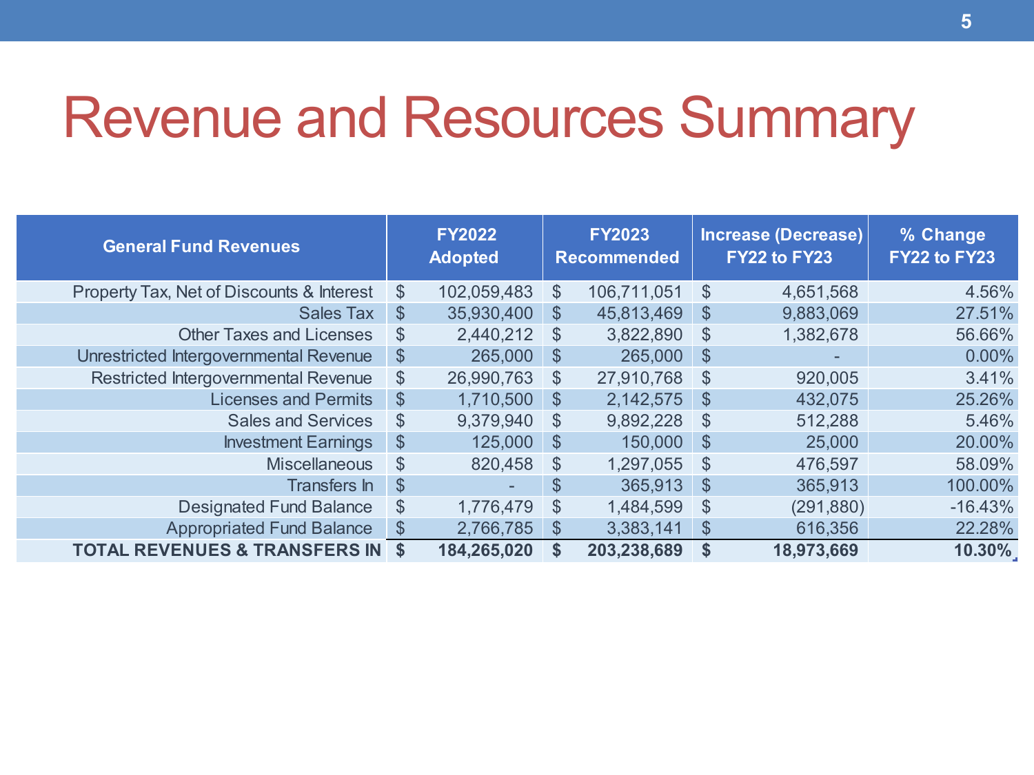# Revenue and Resources Summary

| General Fund Revenues | FY2022 Adopted | FY2023 Recommended | Increase (Decrease) FY22 to FY23 | % Change FY22 to FY23 |
|---|---|---|---|---|
| Property Tax, Net of Discounts & Interest | $ 102,059,483 | $ 106,711,051 | $ 4,651,568 | 4.56% |
| Sales Tax | $ 35,930,400 | $ 45,813,469 | $ 9,883,069 | 27.51% |
| Other Taxes and Licenses | $ 2,440,212 | $ 3,822,890 | $ 1,382,678 | 56.66% |
| Unrestricted Intergovernmental Revenue | $ 265,000 | $ 265,000 | $ - | 0.00% |
| Restricted Intergovernmental Revenue | $ 26,990,763 | $ 27,910,768 | $ 920,005 | 3.41% |
| Licenses and Permits | $ 1,710,500 | $ 2,142,575 | $ 432,075 | 25.26% |
| Sales and Services | $ 9,379,940 | $ 9,892,228 | $ 512,288 | 5.46% |
| Investment Earnings | $ 125,000 | $ 150,000 | $ 25,000 | 20.00% |
| Miscellaneous | $ 820,458 | $ 1,297,055 | $ 476,597 | 58.09% |
| Transfers In | $ - | $ 365,913 | $ 365,913 | 100.00% |
| Designated Fund Balance | $ 1,776,479 | $ 1,484,599 | $ (291,880) | -16.43% |
| Appropriated Fund Balance | $ 2,766,785 | $ 3,383,141 | $ 616,356 | 22.28% |
| **TOTAL REVENUES & TRANSFERS IN** | **$ 184,265,020** | **$ 203,238,689** | **$ 18,973,669** | **10.30%** |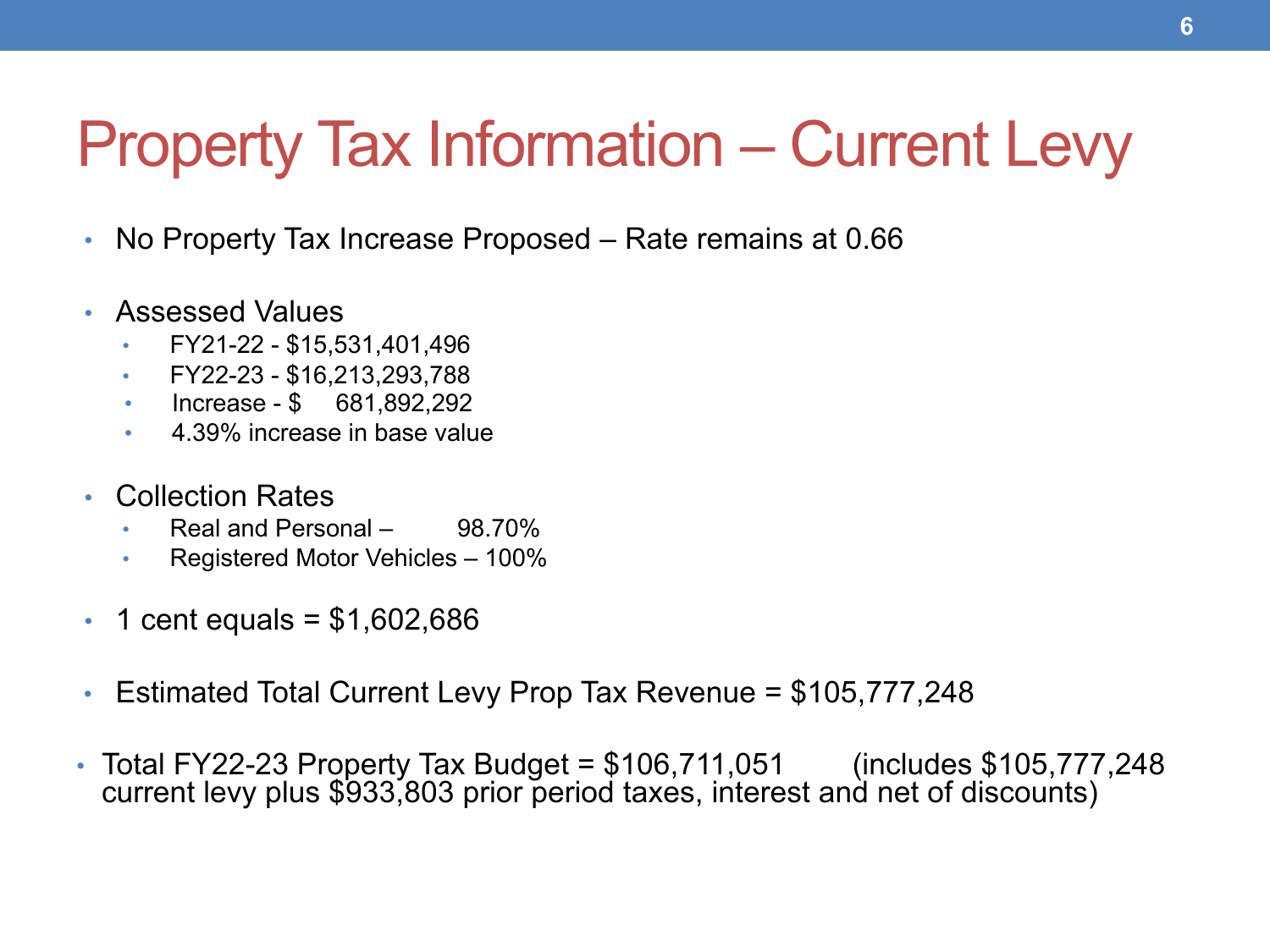# Property Tax Information – Current Levy

- No Property Tax Increase Proposed – Rate remains at 0.66

- Assessed Values
  - FY21-22 - $15,531,401,496
  - FY22-23 - $16,213,293,788
  - Increase - $ 681,892,292
  - 4.39% increase in base value

- Collection Rates
  - Real and Personal – 98.70%
  - Registered Motor Vehicles – 100%

- 1 cent equals = $1,602,686

- Estimated Total Current Levy Prop Tax Revenue = $105,777,248

- Total FY22-23 Property Tax Budget = $106,711,051 (includes $105,777,248 current levy plus $933,803 prior period taxes, interest and net of discounts)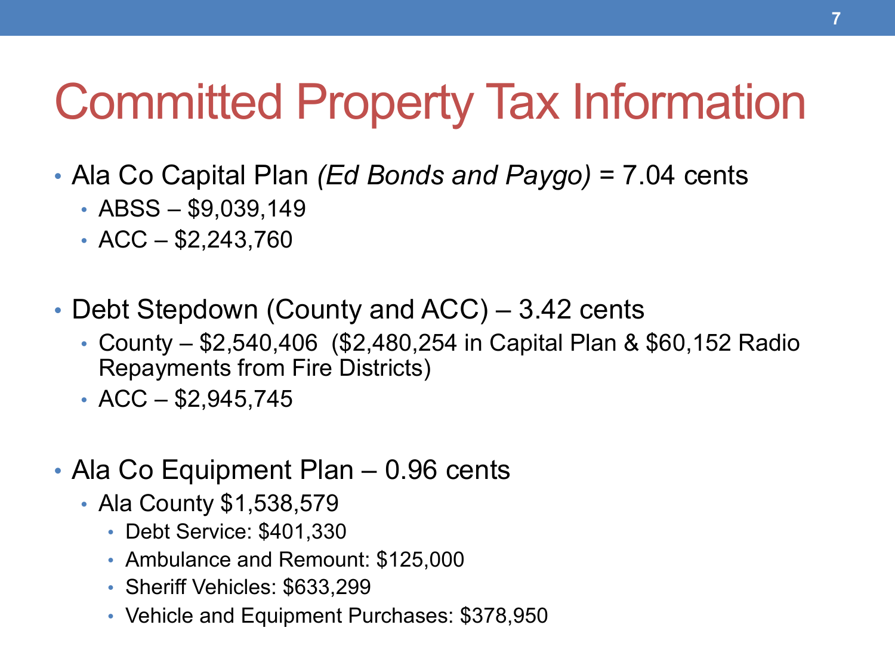# Committed Property Tax Information

- Ala Co Capital Plan *(Ed Bonds and Paygo)* = 7.04 cents
  - ABSS – $9,039,149
  - ACC – $2,243,760

- Debt Stepdown (County and ACC) – 3.42 cents
  - County – $2,540,406 ($2,480,254 in Capital Plan & $60,152 Radio Repayments from Fire Districts)
  - ACC – $2,945,745

- Ala Co Equipment Plan – 0.96 cents
  - Ala County $1,538,579
    - Debt Service: $401,330
    - Ambulance and Remount: $125,000
    - Sheriff Vehicles: $633,299
    - Vehicle and Equipment Purchases: $378,950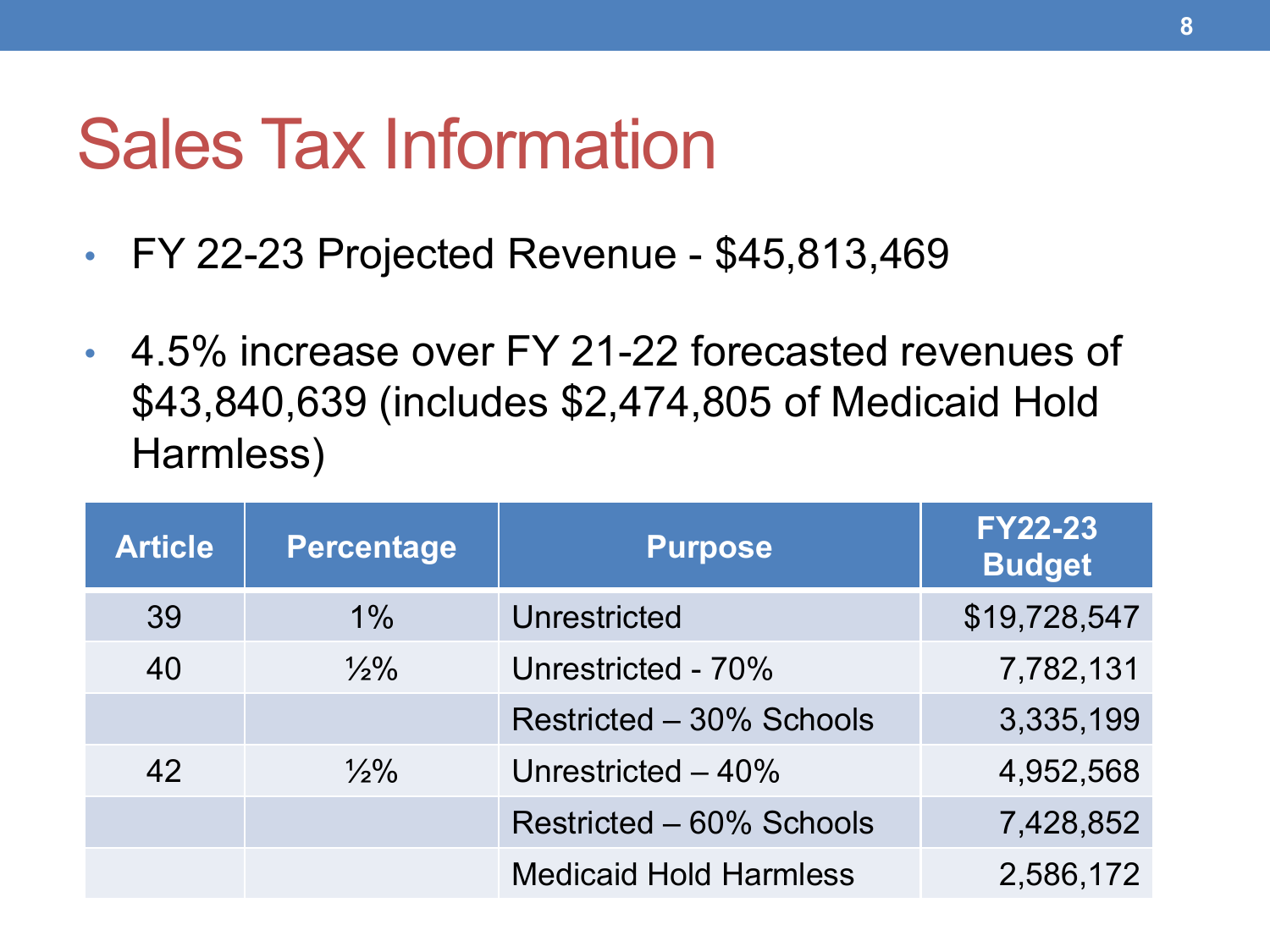# Sales Tax Information

- FY 22-23 Projected Revenue - $45,813,469
- 4.5% increase over FY 21-22 forecasted revenues of $43,840,639 (includes $2,474,805 of Medicaid Hold Harmless)

| Article | Percentage | Purpose | FY22-23 Budget |
|---|---|---|---|
| 39 | 1% | Unrestricted | $19,728,547 |
| 40 | ½% | Unrestricted - 70% | 7,782,131 |
| | | Restricted – 30% Schools | 3,335,199 |
| 42 | ½% | Unrestricted – 40% | 4,952,568 |
| | | Restricted – 60% Schools | 7,428,852 |
| | | Medicaid Hold Harmless | 2,586,172 |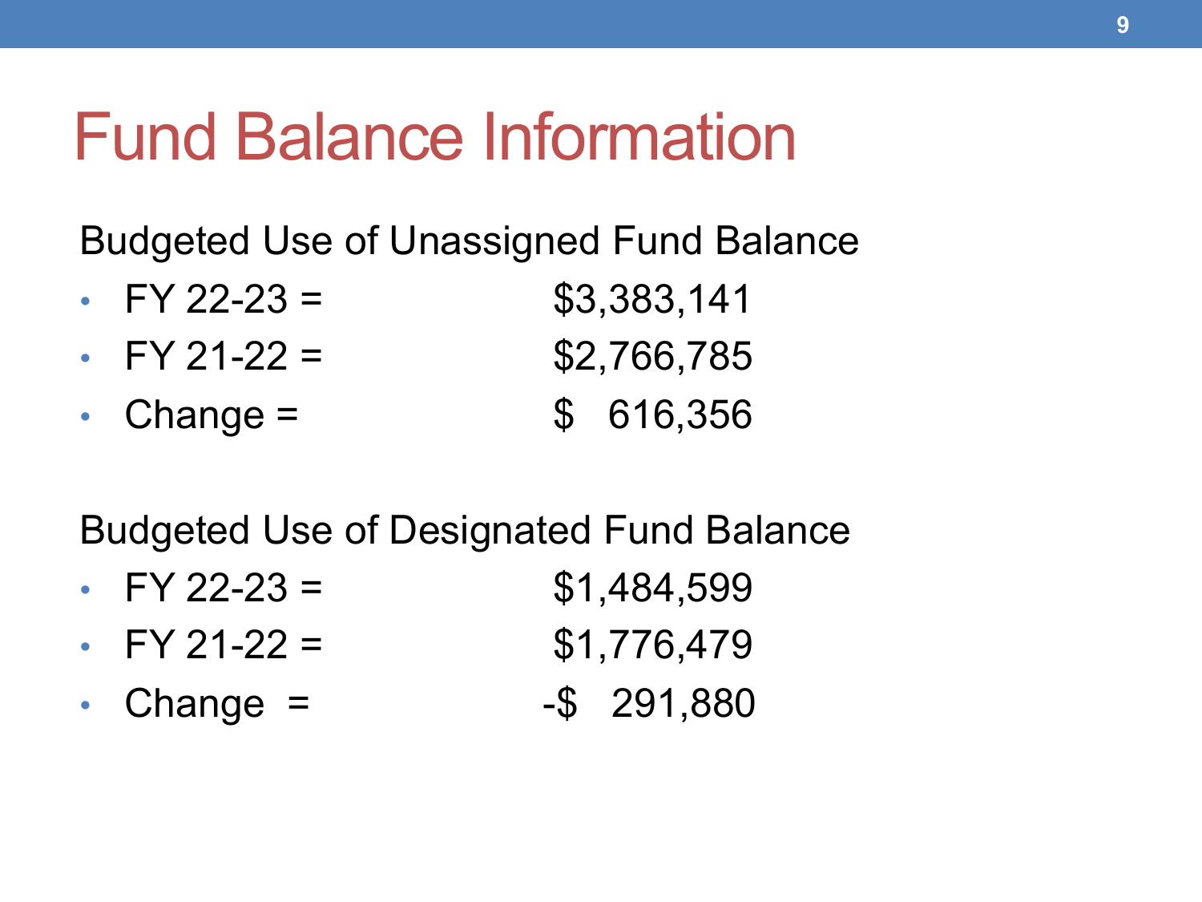# Fund Balance Information

Budgeted Use of Unassigned Fund Balance

- FY 22-23 = $3,383,141
- FY 21-22 = $2,766,785
- Change = $ 616,356

Budgeted Use of Designated Fund Balance

- FY 22-23 = $1,484,599
- FY 21-22 = $1,776,479
- Change = -$ 291,880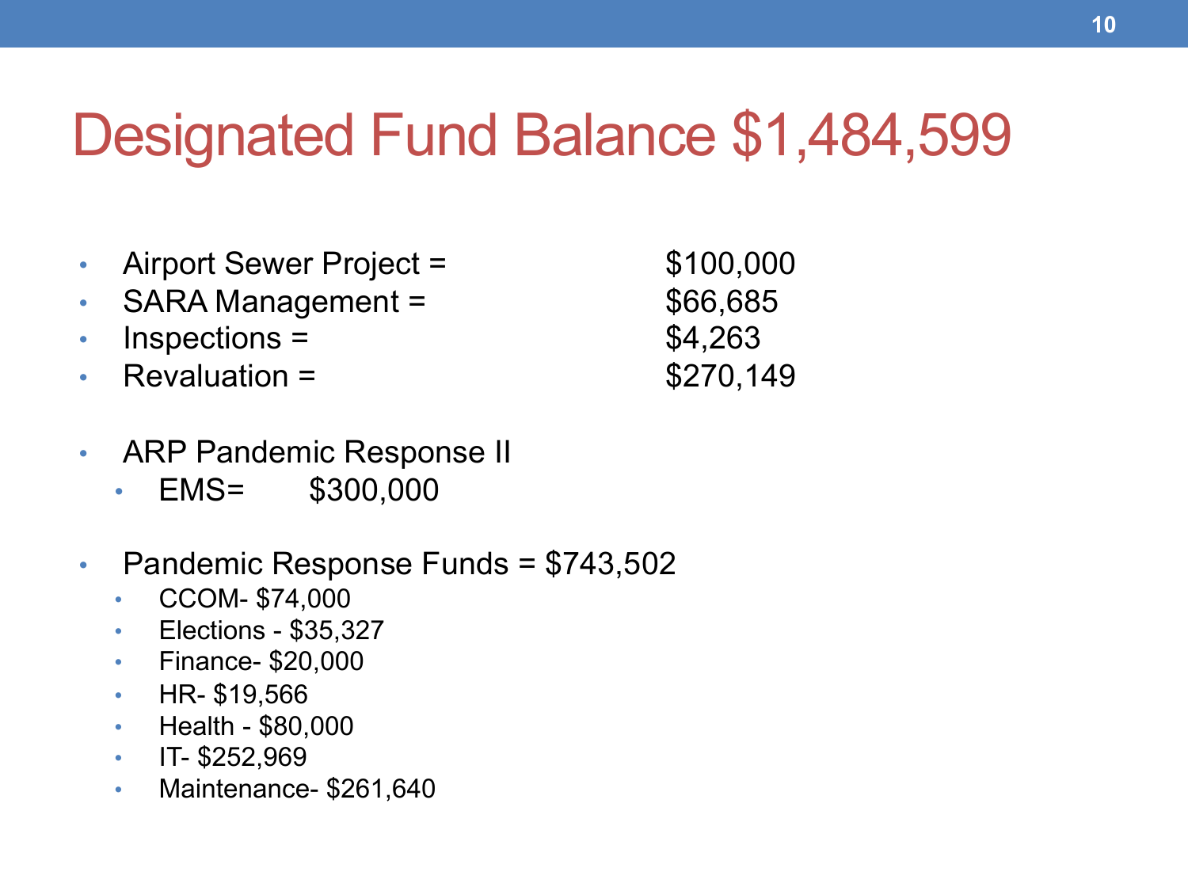# Designated Fund Balance $1,484,599

- Airport Sewer Project = $100,000
- SARA Management = $66,685
- Inspections = $4,263
- Revaluation = $270,149

- ARP Pandemic Response II
  - EMS= $300,000

- Pandemic Response Funds = $743,502
  - CCOM- $74,000
  - Elections - $35,327
  - Finance- $20,000
  - HR- $19,566
  - Health - $80,000
  - IT- $252,969
  - Maintenance- $261,640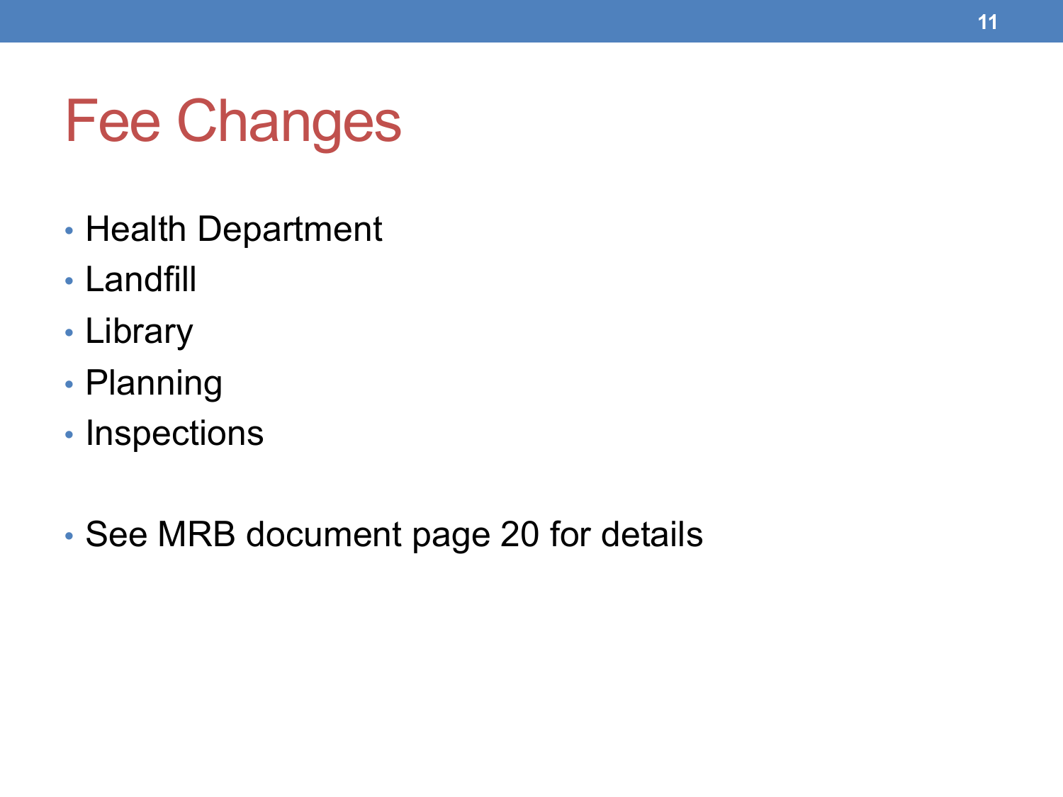# Fee Changes

- Health Department
- Landfill
- Library
- Planning
- Inspections

- See MRB document page 20 for details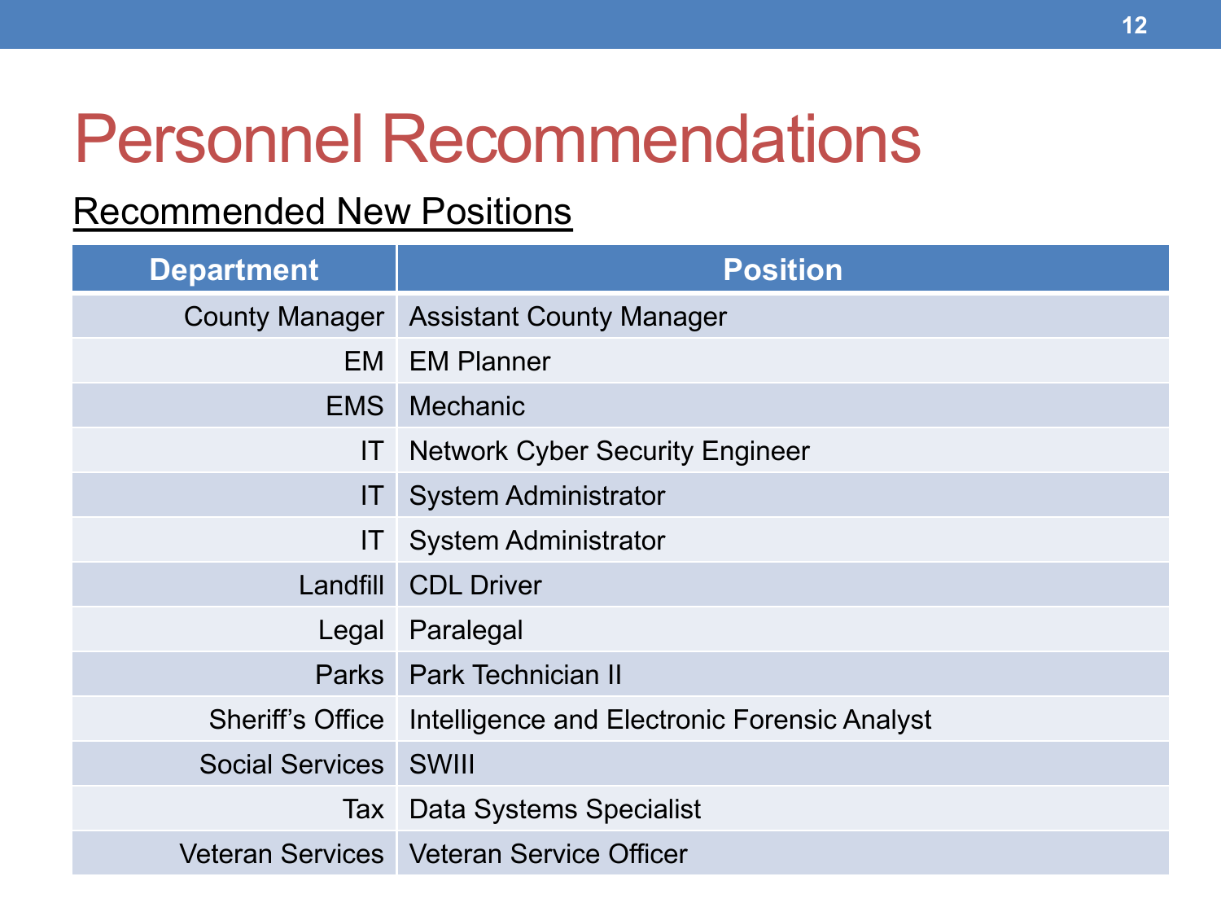# Personnel Recommendations

## Recommended New Positions

| Department | Position |
|---:|---|
| County Manager | Assistant County Manager |
| EM | EM Planner |
| EMS | Mechanic |
| IT | Network Cyber Security Engineer |
| IT | System Administrator |
| IT | System Administrator |
| Landfill | CDL Driver |
| Legal | Paralegal |
| Parks | Park Technician II |
| Sheriff’s Office | Intelligence and Electronic Forensic Analyst |
| Social Services | SWIII |
| Tax | Data Systems Specialist |
| Veteran Services | Veteran Service Officer |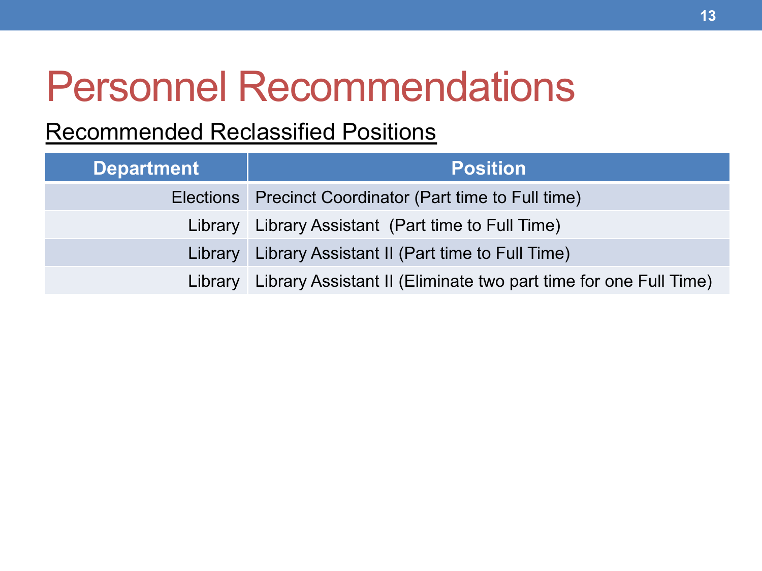# Personnel Recommendations

## Recommended Reclassified Positions

| Department | Position |
| --- | --- |
| Elections | Precinct Coordinator (Part time to Full time) |
| Library | Library Assistant  (Part time to Full Time) |
| Library | Library Assistant II (Part time to Full Time) |
| Library | Library Assistant II (Eliminate two part time for one Full Time) |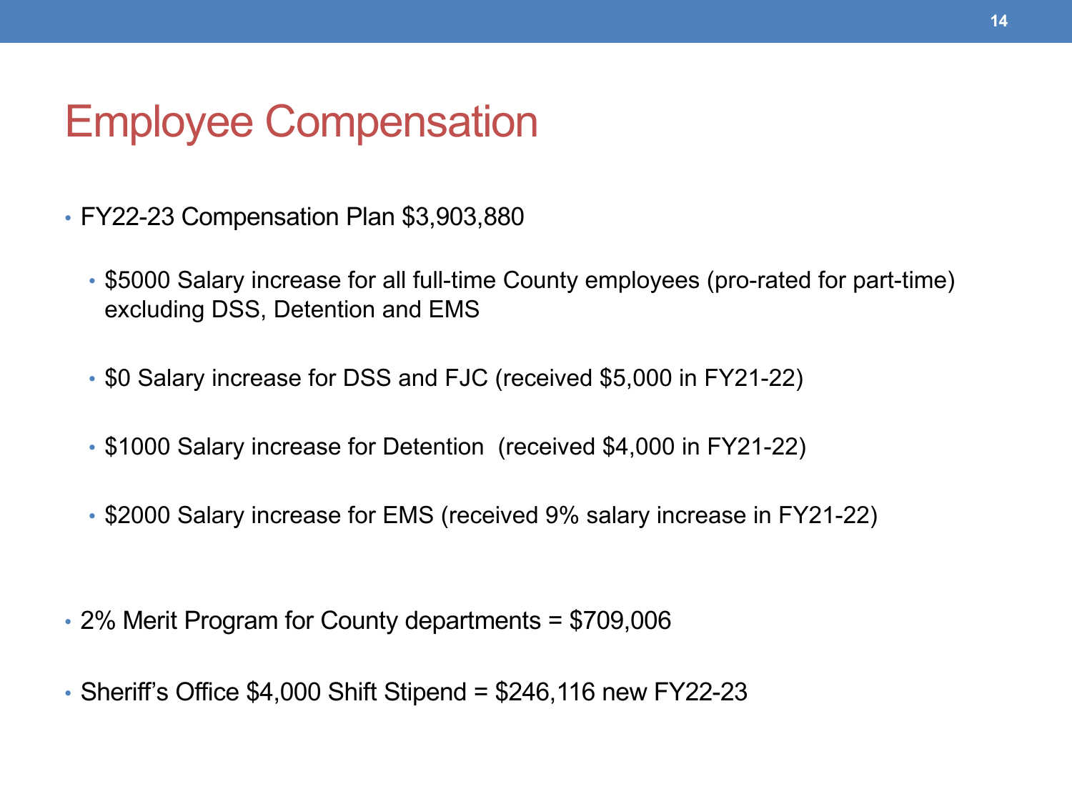# Employee Compensation

- FY22-23 Compensation Plan $3,903,880
  - $5000 Salary increase for all full-time County employees (pro-rated for part-time) excluding DSS, Detention and EMS
  - $0 Salary increase for DSS and FJC (received $5,000 in FY21-22)
  - $1000 Salary increase for Detention (received $4,000 in FY21-22)
  - $2000 Salary increase for EMS (received 9% salary increase in FY21-22)
- 2% Merit Program for County departments = $709,006
- Sheriff's Office $4,000 Shift Stipend = $246,116 new FY22-23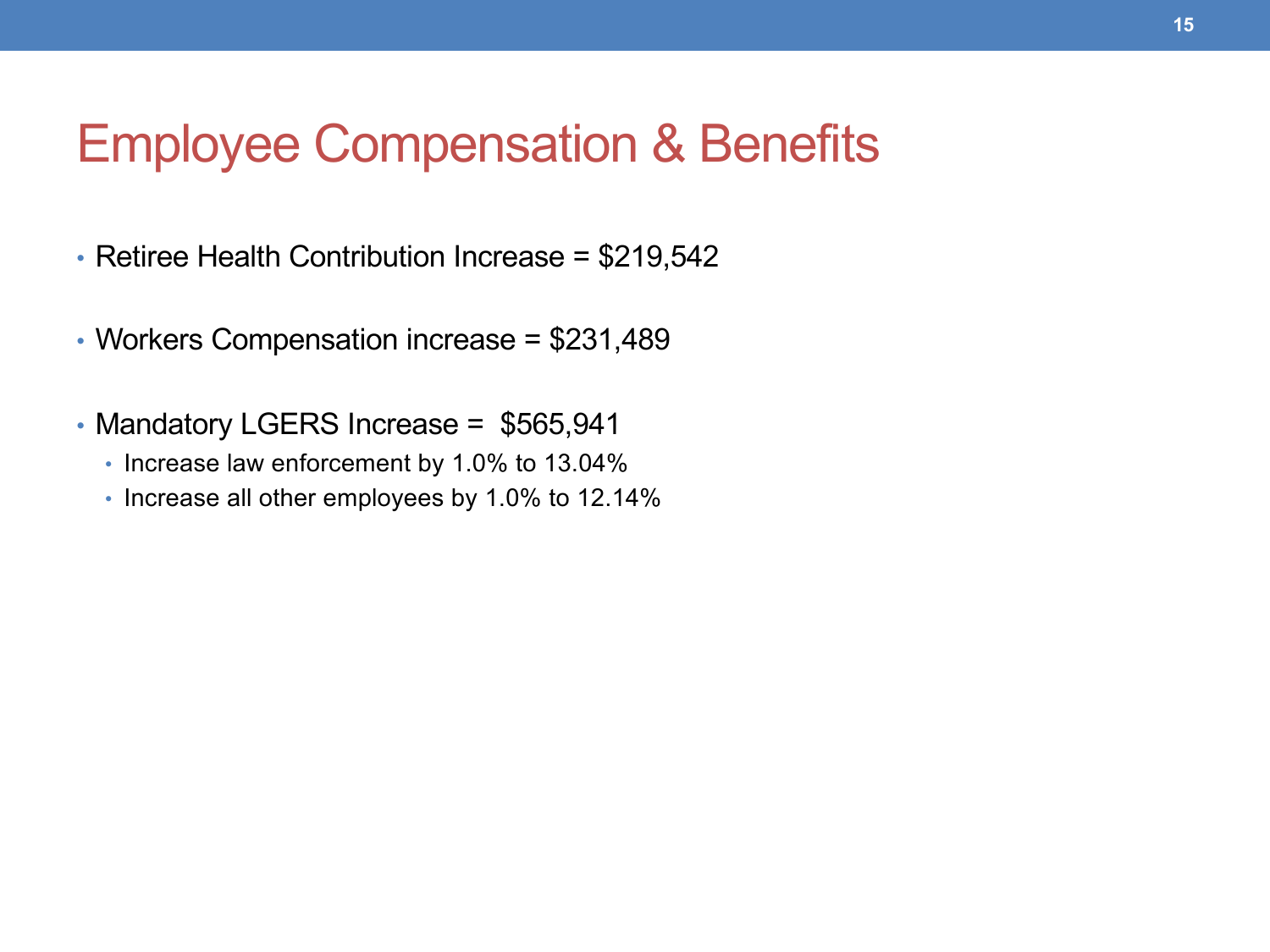# Employee Compensation & Benefits

- Retiree Health Contribution Increase = $219,542
- Workers Compensation increase = $231,489
- Mandatory LGERS Increase = $565,941
  - Increase law enforcement by 1.0% to 13.04%
  - Increase all other employees by 1.0% to 12.14%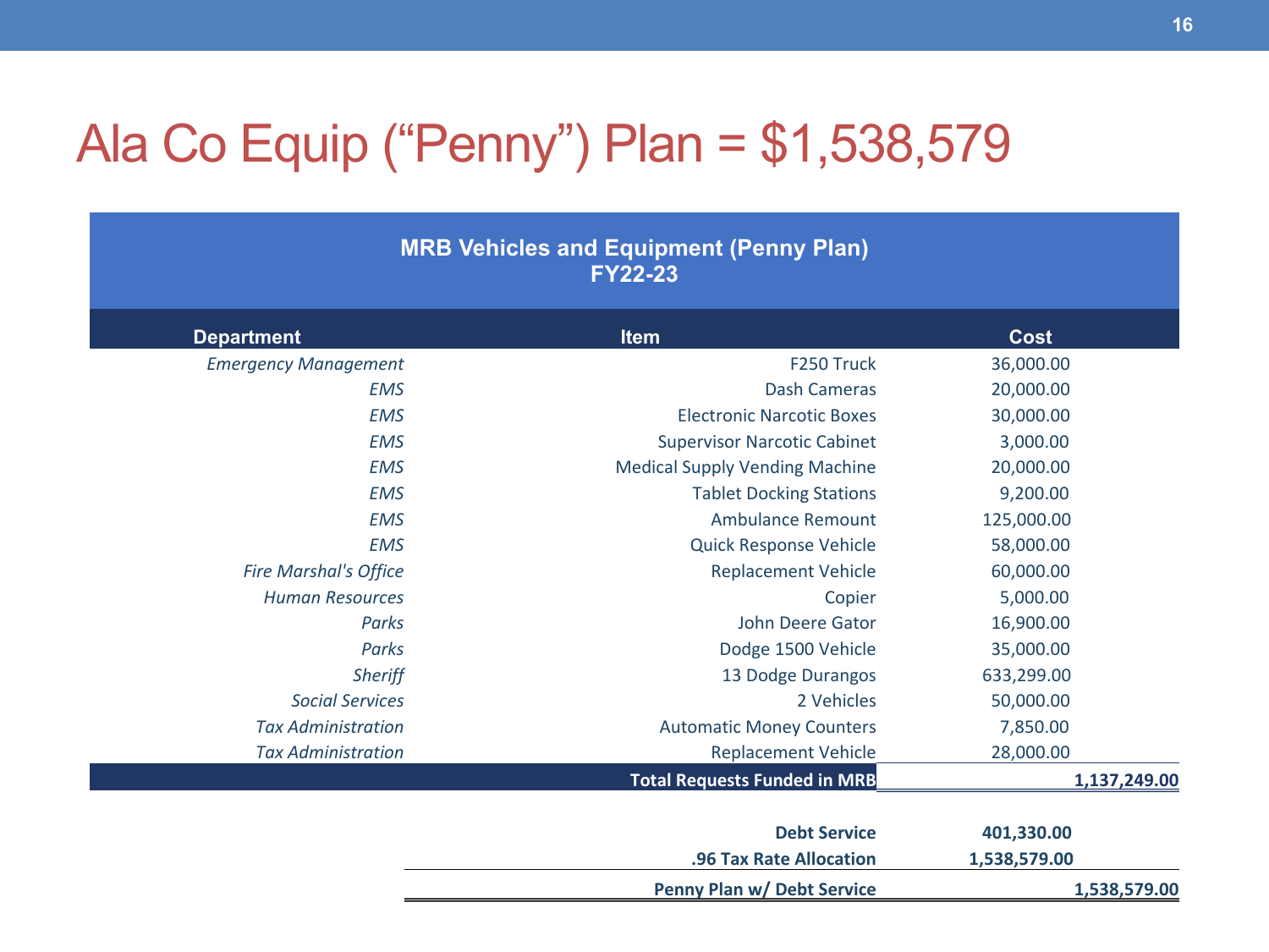# Ala Co Equip (“Penny”) Plan = $1,538,579

**MRB Vehicles and Equipment (Penny Plan)**
**FY22-23**

| Department | Item | Cost | |
|---|---|---|---|
| *Emergency Management* | F250 Truck | 36,000.00 | |
| *EMS* | Dash Cameras | 20,000.00 | |
| *EMS* | Electronic Narcotic Boxes | 30,000.00 | |
| *EMS* | Supervisor Narcotic Cabinet | 3,000.00 | |
| *EMS* | Medical Supply Vending Machine | 20,000.00 | |
| *EMS* | Tablet Docking Stations | 9,200.00 | |
| *EMS* | Ambulance Remount | 125,000.00 | |
| *EMS* | Quick Response Vehicle | 58,000.00 | |
| *Fire Marshal's Office* | Replacement Vehicle | 60,000.00 | |
| *Human Resources* | Copier | 5,000.00 | |
| *Parks* | John Deere Gator | 16,900.00 | |
| *Parks* | Dodge 1500 Vehicle | 35,000.00 | |
| *Sheriff* | 13 Dodge Durangos | 633,299.00 | |
| *Social Services* | 2 Vehicles | 50,000.00 | |
| *Tax Administration* | Automatic Money Counters | 7,850.00 | |
| *Tax Administration* | Replacement Vehicle | 28,000.00 | |
| | **Total Requests Funded in MRB** | | **1,137,249.00** |
| | **Debt Service** | **401,330.00** | |
| | **.96 Tax Rate Allocation** | **1,538,579.00** | |
| | **Penny Plan w/ Debt Service** | | **1,538,579.00** |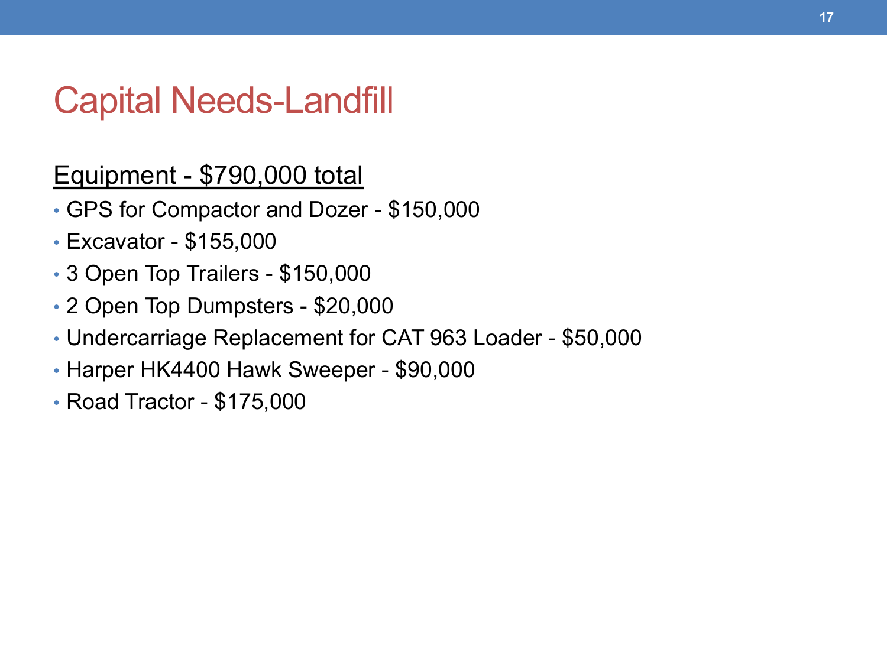# Capital Needs-Landfill

<u>Equipment - $790,000 total</u>

- GPS for Compactor and Dozer - $150,000
- Excavator - $155,000
- 3 Open Top Trailers - $150,000
- 2 Open Top Dumpsters - $20,000
- Undercarriage Replacement for CAT 963 Loader - $50,000
- Harper HK4400 Hawk Sweeper - $90,000
- Road Tractor - $175,000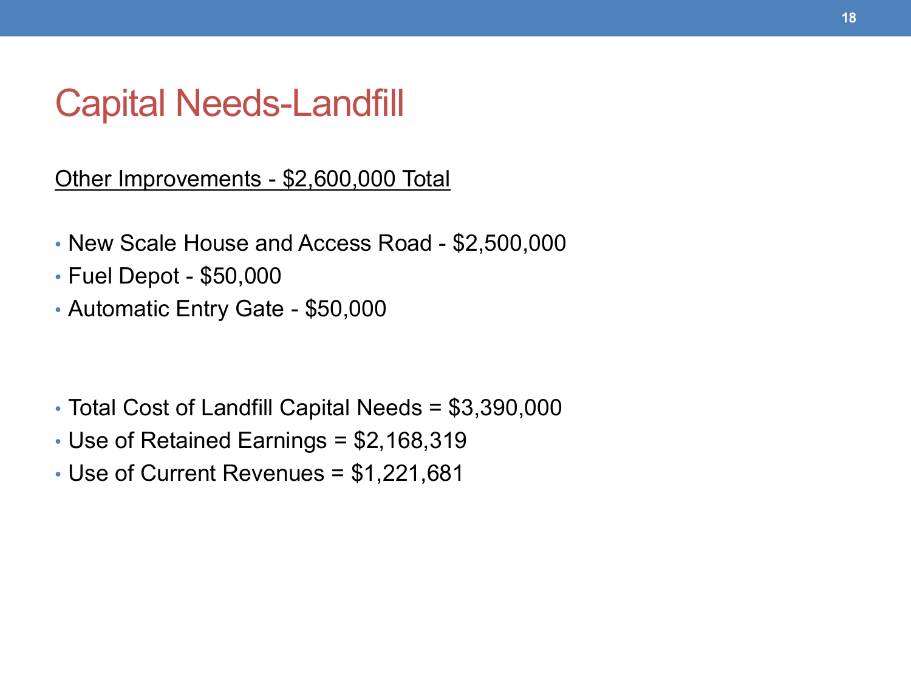# Capital Needs-Landfill

<u>Other Improvements - $2,600,000 Total</u>

- New Scale House and Access Road - $2,500,000
- Fuel Depot - $50,000
- Automatic Entry Gate - $50,000

- Total Cost of Landfill Capital Needs = $3,390,000
- Use of Retained Earnings = $2,168,319
- Use of Current Revenues = $1,221,681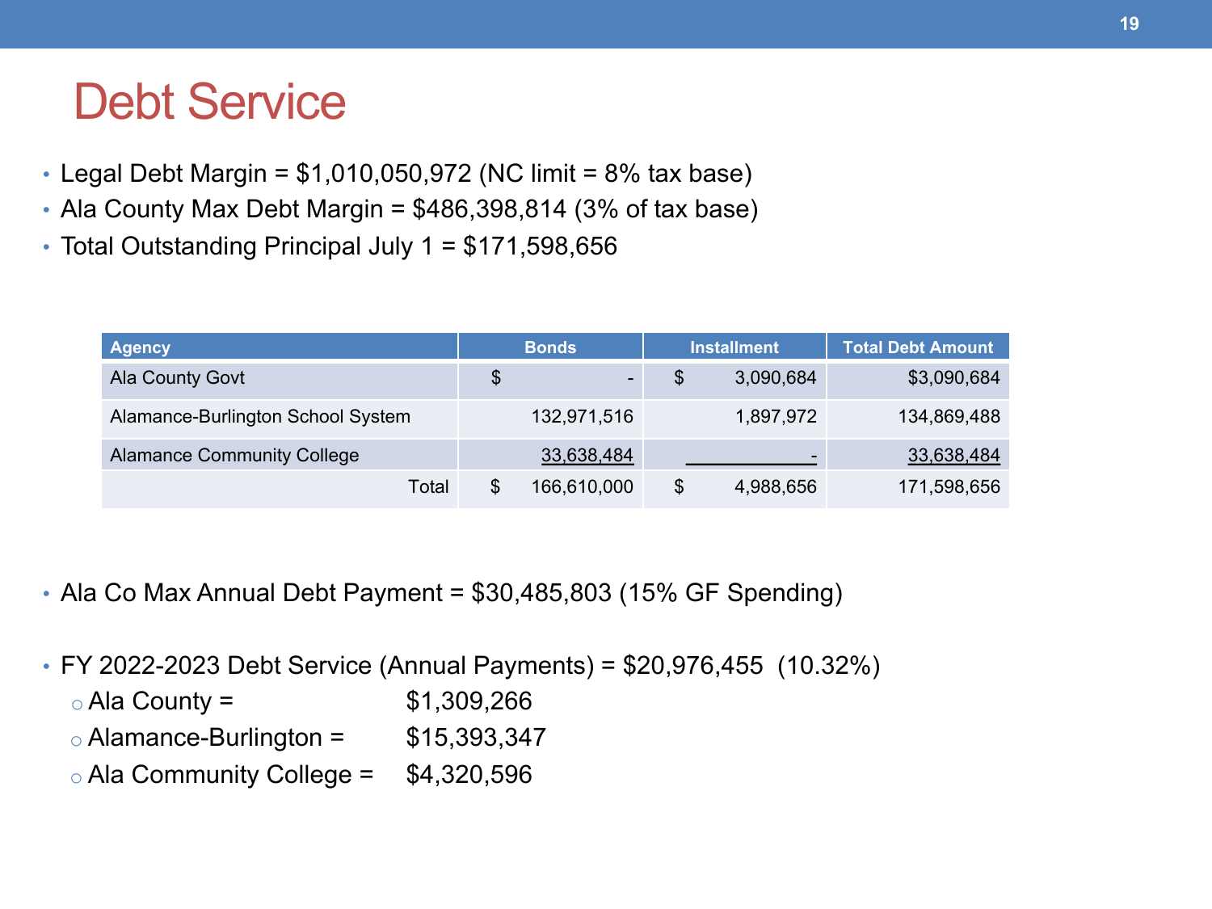# Debt Service

- Legal Debt Margin = $1,010,050,972 (NC limit = 8% tax base)
- Ala County Max Debt Margin = $486,398,814 (3% of tax base)
- Total Outstanding Principal July 1 = $171,598,656

| Agency | Bonds | Installment | Total Debt Amount |
|---|---|---|---|
| Ala County Govt | $ - | $ 3,090,684 | $3,090,684 |
| Alamance-Burlington School System | 132,971,516 | 1,897,972 | 134,869,488 |
| Alamance Community College | 33,638,484 | - | 33,638,484 |
| Total | $ 166,610,000 | $ 4,988,656 | 171,598,656 |

- Ala Co Max Annual Debt Payment = $30,485,803 (15% GF Spending)

- FY 2022-2023 Debt Service (Annual Payments) = $20,976,455 (10.32%)
  - Ala County = $1,309,266
  - Alamance-Burlington = $15,393,347
  - Ala Community College = $4,320,596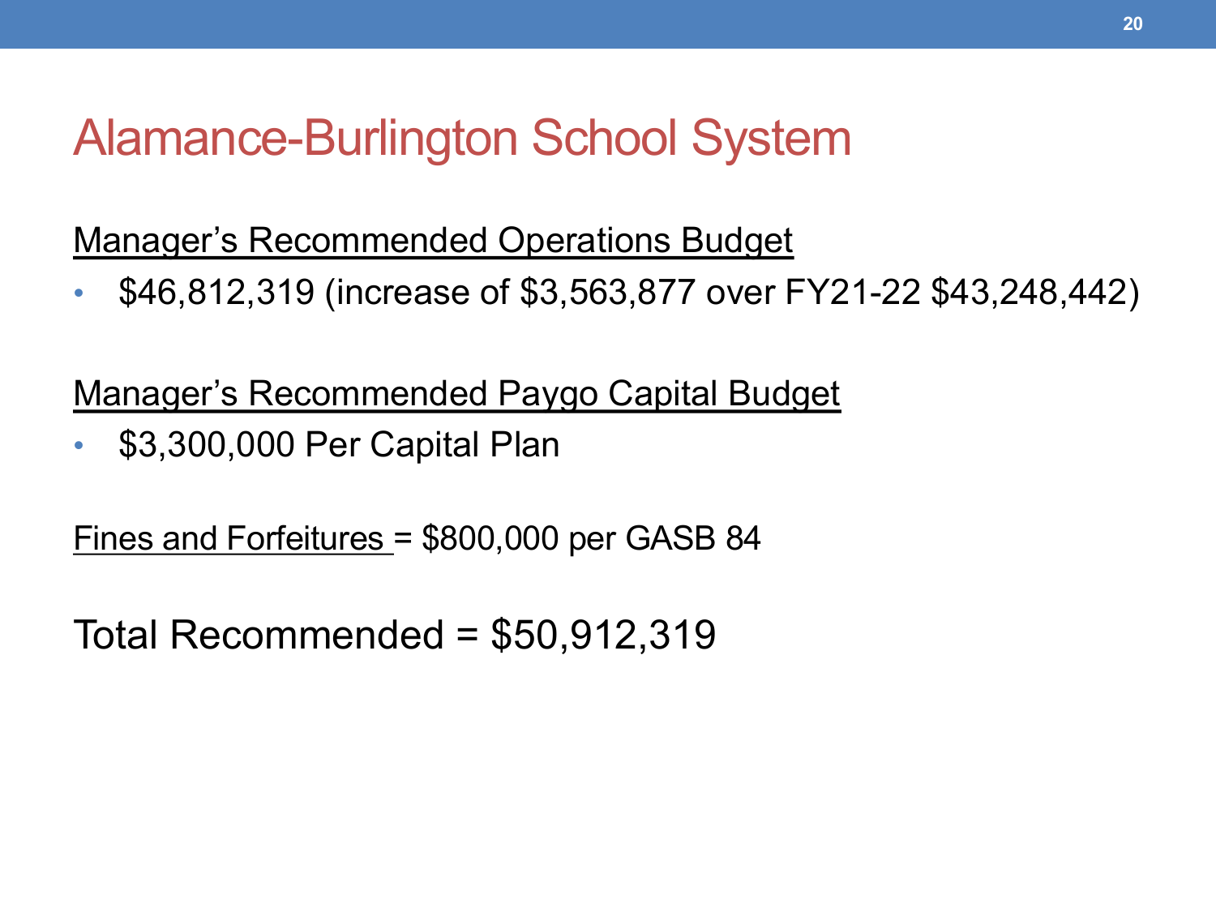# Alamance-Burlington School System

<u>Manager's Recommended Operations Budget</u>

- $46,812,319 (increase of $3,563,877 over FY21-22 $43,248,442)

<u>Manager's Recommended Paygo Capital Budget</u>

- $3,300,000 Per Capital Plan

<u>Fines and Forfeitures</u> = $800,000 per GASB 84

Total Recommended = $50,912,319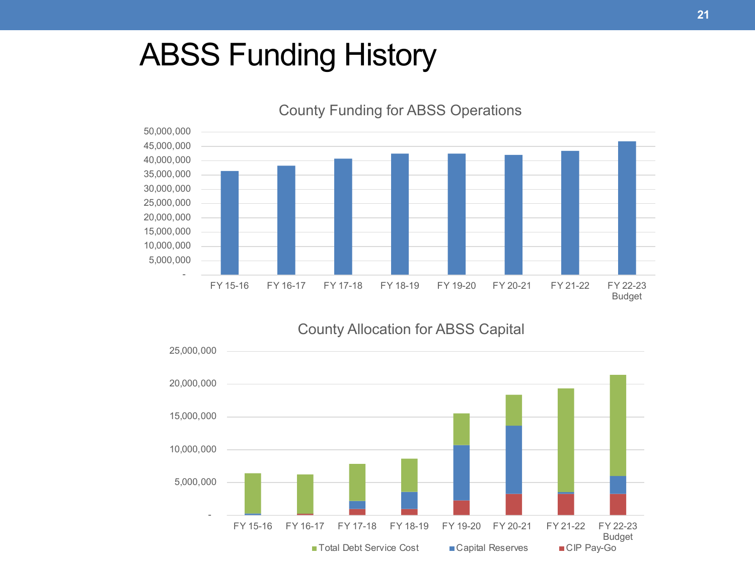# ABSS Funding History

County Funding for ABSS Operations

50,000,000
45,000,000
40,000,000
35,000,000
30,000,000
25,000,000
20,000,000
15,000,000
10,000,000
5,000,000
-

FY 15-16 FY 16-17 FY 17-18 FY 18-19 FY 19-20 FY 20-21 FY 21-22 FY 22-23 Budget

County Allocation for ABSS Capital

25,000,000
20,000,000
15,000,000
10,000,000
5,000,000
-

FY 15-16 FY 16-17 FY 17-18 FY 18-19 FY 19-20 FY 20-21 FY 21-22 FY 22-23 Budget

Total Debt Service Cost | Capital Reserves | CIP Pay-Go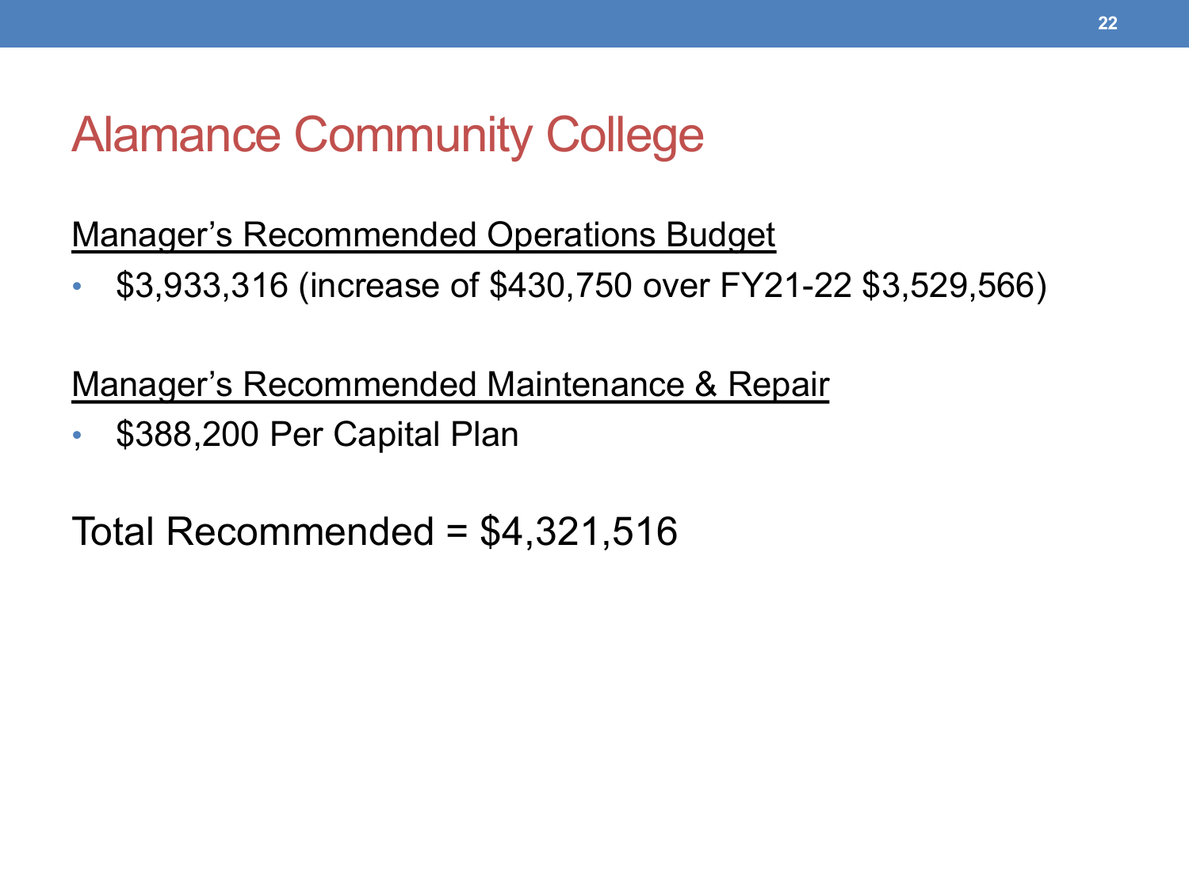# Alamance Community College

<u>Manager's Recommended Operations Budget</u>

- $3,933,316 (increase of $430,750 over FY21-22 $3,529,566)

<u>Manager's Recommended Maintenance & Repair</u>

- $388,200 Per Capital Plan

Total Recommended = $4,321,516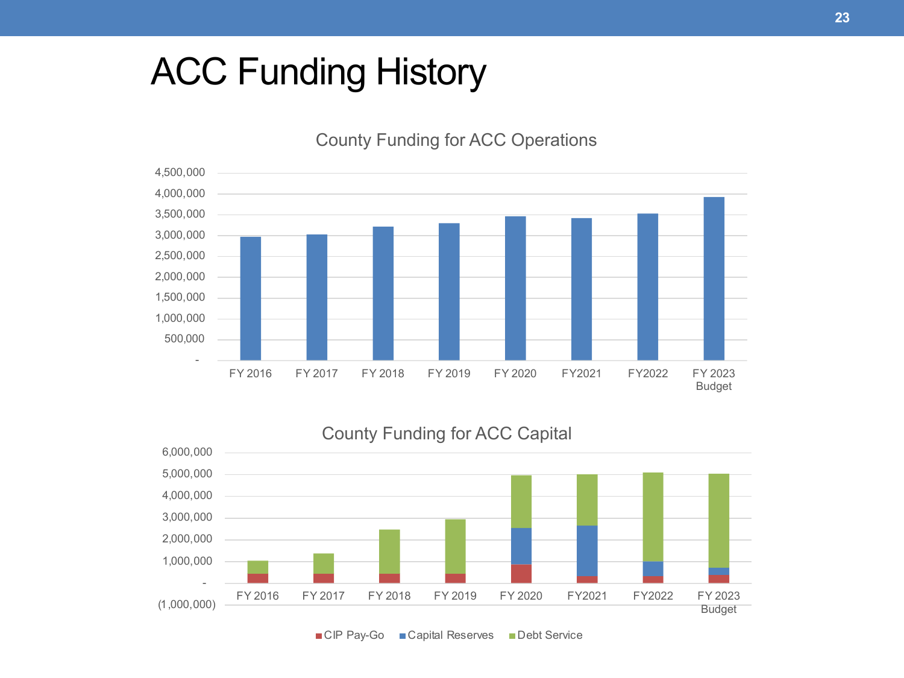# ACC Funding History

County Funding for ACC Operations

County Funding for ACC Capital

CIP Pay-Go  Capital Reserves  Debt Service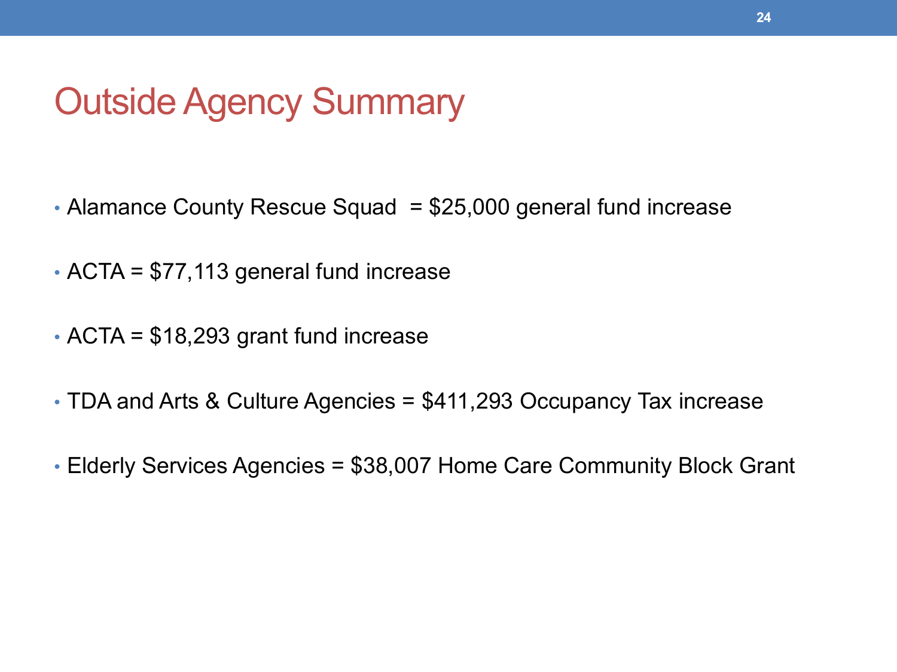# Outside Agency Summary

- Alamance County Rescue Squad = $25,000 general fund increase
- ACTA = $77,113 general fund increase
- ACTA = $18,293 grant fund increase
- TDA and Arts & Culture Agencies = $411,293 Occupancy Tax increase
- Elderly Services Agencies = $38,007 Home Care Community Block Grant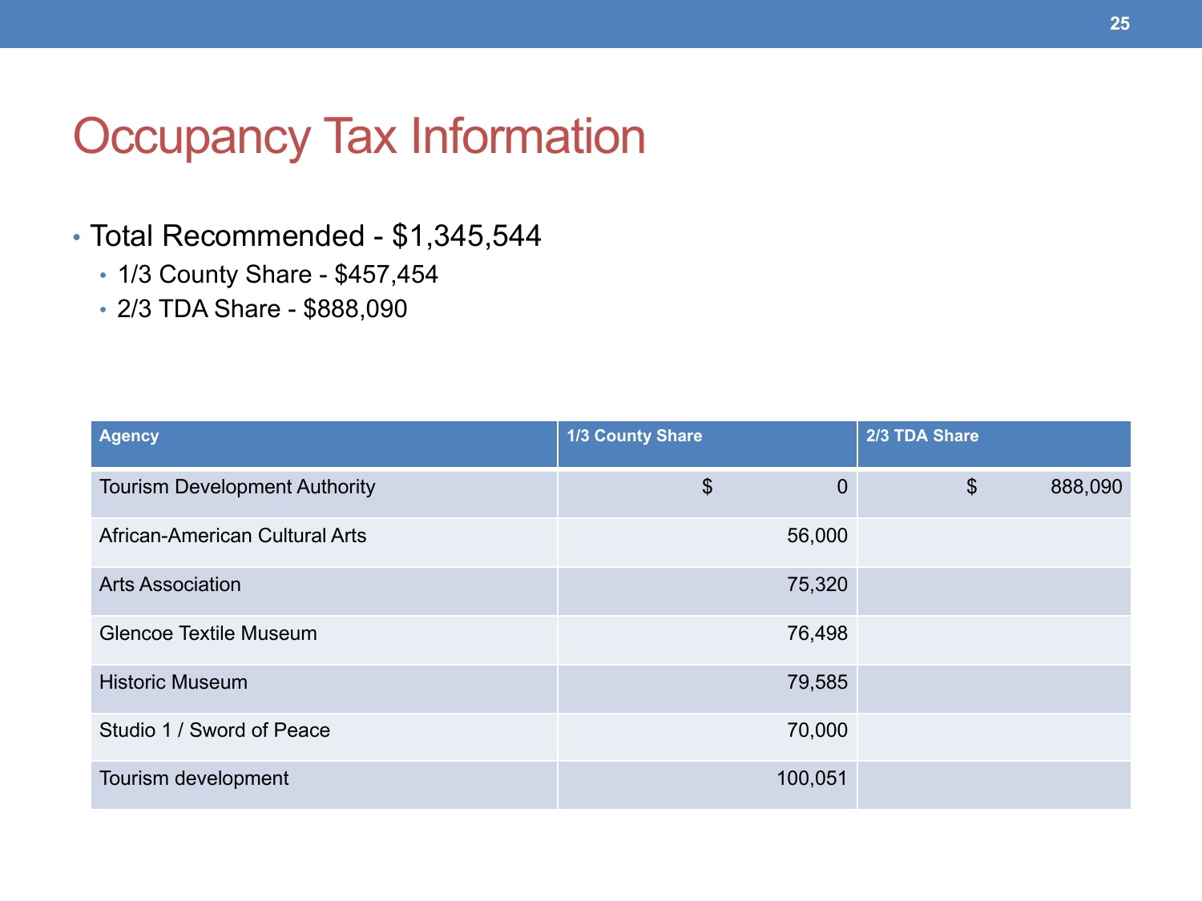# Occupancy Tax Information

- Total Recommended - $1,345,544
  - 1/3 County Share - $457,454
  - 2/3 TDA Share - $888,090

| Agency | 1/3 County Share | 2/3 TDA Share |
|---|---|---|
| Tourism Development Authority | $ 0 | $ 888,090 |
| African-American Cultural Arts | 56,000 | |
| Arts Association | 75,320 | |
| Glencoe Textile Museum | 76,498 | |
| Historic Museum | 79,585 | |
| Studio 1 / Sword of Peace | 70,000 | |
| Tourism development | 100,051 | |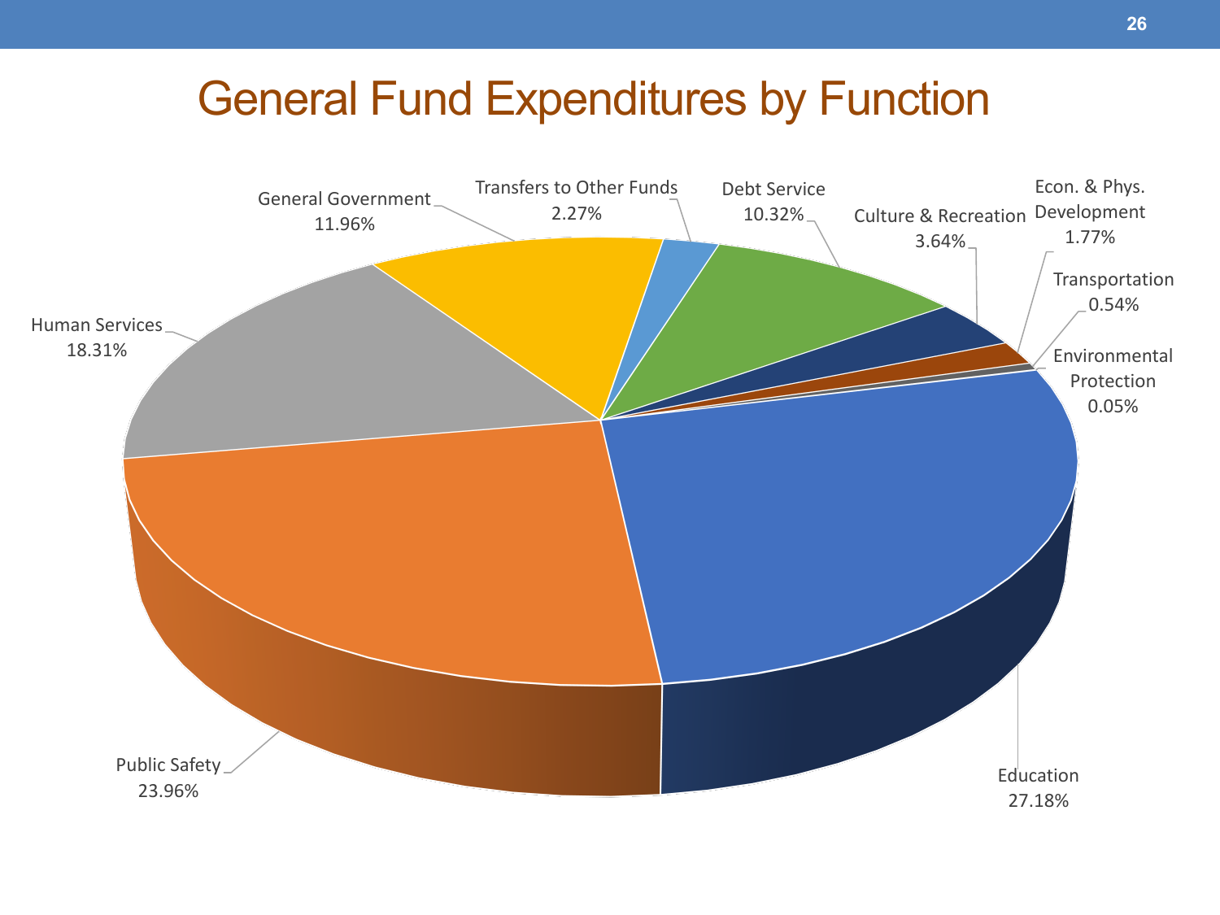# General Fund Expenditures by Function

| Function | Percentage |
| --- | --- |
| Education | 27.18% |
| Public Safety | 23.96% |
| Human Services | 18.31% |
| General Government | 11.96% |
| Transfers to Other Funds | 2.27% |
| Debt Service | 10.32% |
| Culture & Recreation | 3.64% |
| Econ. & Phys. Development | 1.77% |
| Transportation | 0.54% |
| Environmental Protection | 0.05% |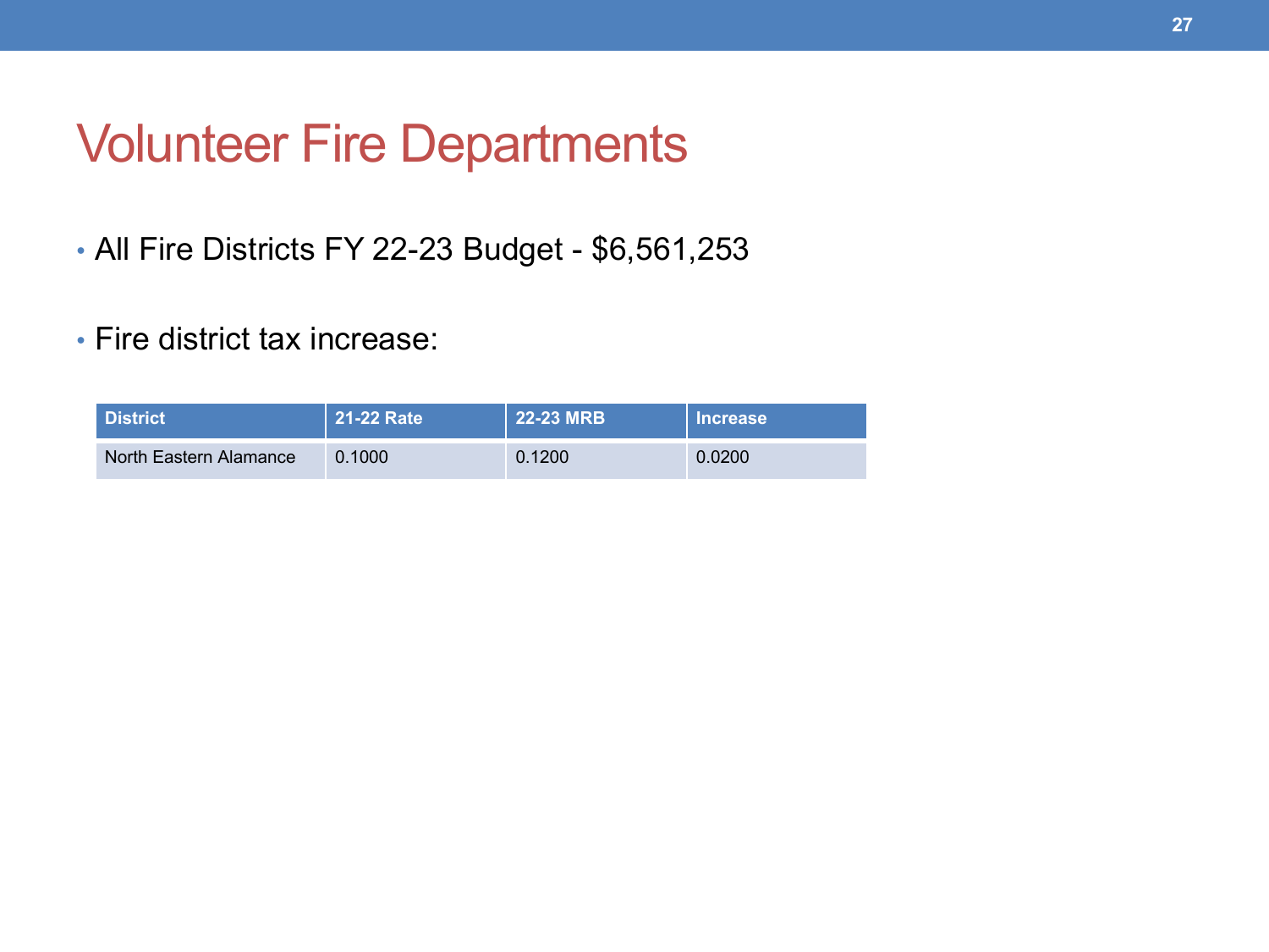# Volunteer Fire Departments

- All Fire Districts FY 22-23 Budget - $6,561,253

- Fire district tax increase:

| District | 21-22 Rate | 22-23 MRB | Increase |
|---|---|---|---|
| North Eastern Alamance | 0.1000 | 0.1200 | 0.0200 |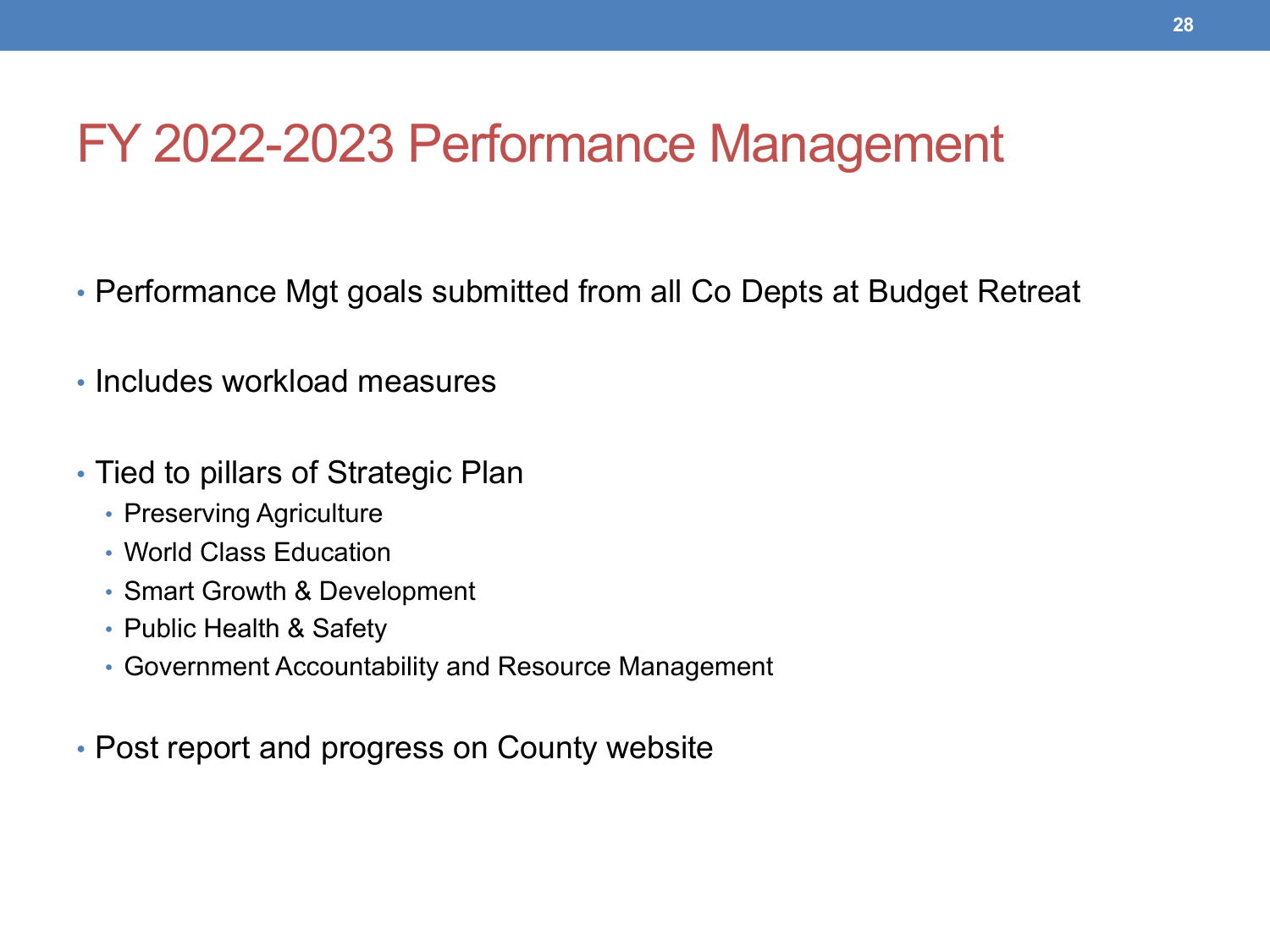# FY 2022-2023 Performance Management

- Performance Mgt goals submitted from all Co Depts at Budget Retreat
- Includes workload measures
- Tied to pillars of Strategic Plan
  - Preserving Agriculture
  - World Class Education
  - Smart Growth & Development
  - Public Health & Safety
  - Government Accountability and Resource Management
- Post report and progress on County website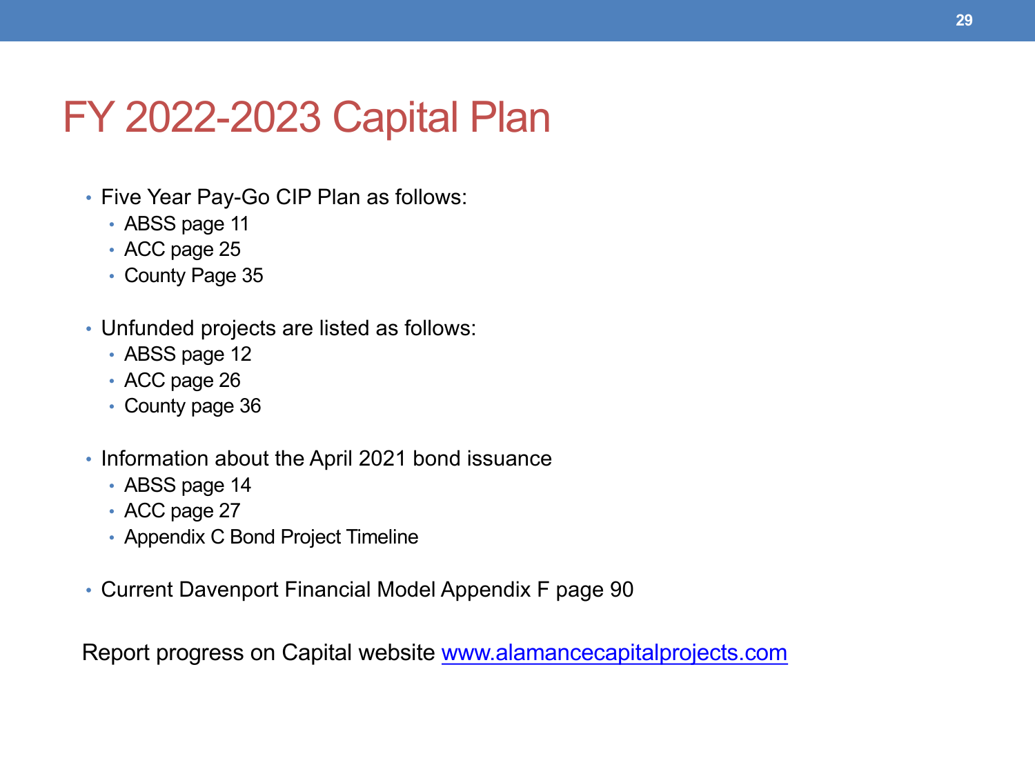# FY 2022-2023 Capital Plan

- Five Year Pay-Go CIP Plan as follows:
  - ABSS page 11
  - ACC page 25
  - County Page 35
- Unfunded projects are listed as follows:
  - ABSS page 12
  - ACC page 26
  - County page 36
- Information about the April 2021 bond issuance
  - ABSS page 14
  - ACC page 27
  - Appendix C Bond Project Timeline
- Current Davenport Financial Model Appendix F page 90

Report progress on Capital website [www.alamancecapitalprojects.com](http://www.alamancecapitalprojects.com)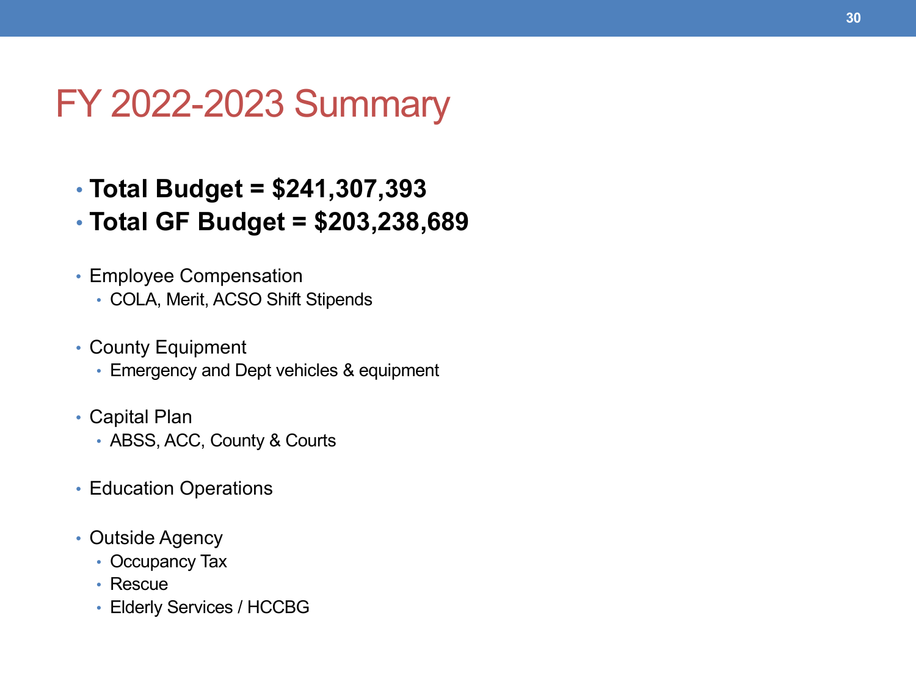# FY 2022-2023 Summary

- **Total Budget = $241,307,393**
- **Total GF Budget = $203,238,689**

- Employee Compensation
  - COLA, Merit, ACSO Shift Stipends

- County Equipment
  - Emergency and Dept vehicles & equipment

- Capital Plan
  - ABSS, ACC, County & Courts

- Education Operations

- Outside Agency
  - Occupancy Tax
  - Rescue
  - Elderly Services / HCCBG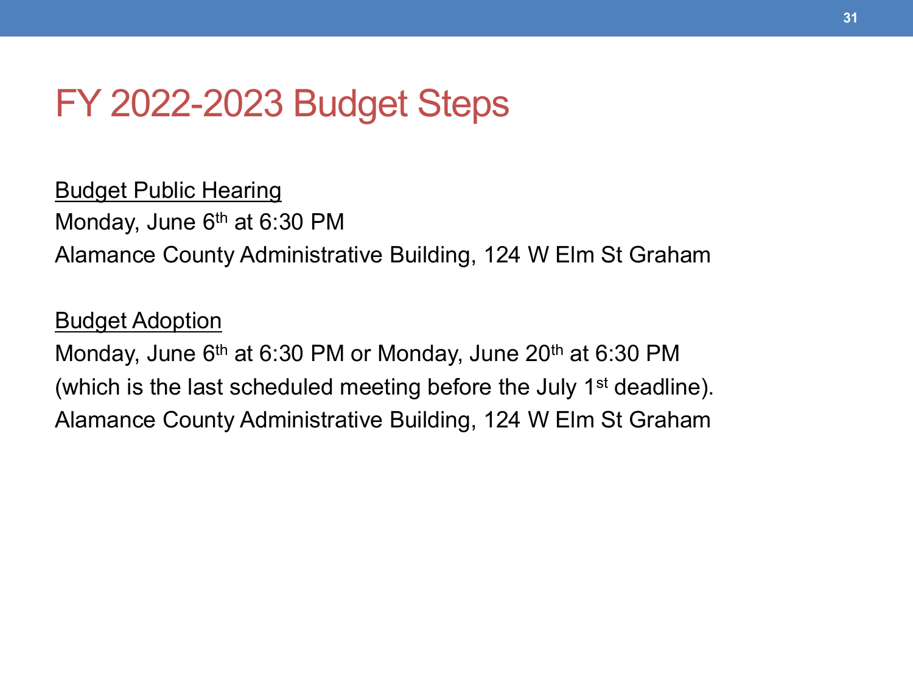# FY 2022-2023 Budget Steps

Budget Public Hearing

Monday, June 6th at 6:30 PM

Alamance County Administrative Building, 124 W Elm St Graham

Budget Adoption

Monday, June 6th at 6:30 PM or Monday, June 20th at 6:30 PM

(which is the last scheduled meeting before the July 1st deadline).

Alamance County Administrative Building, 124 W Elm St Graham